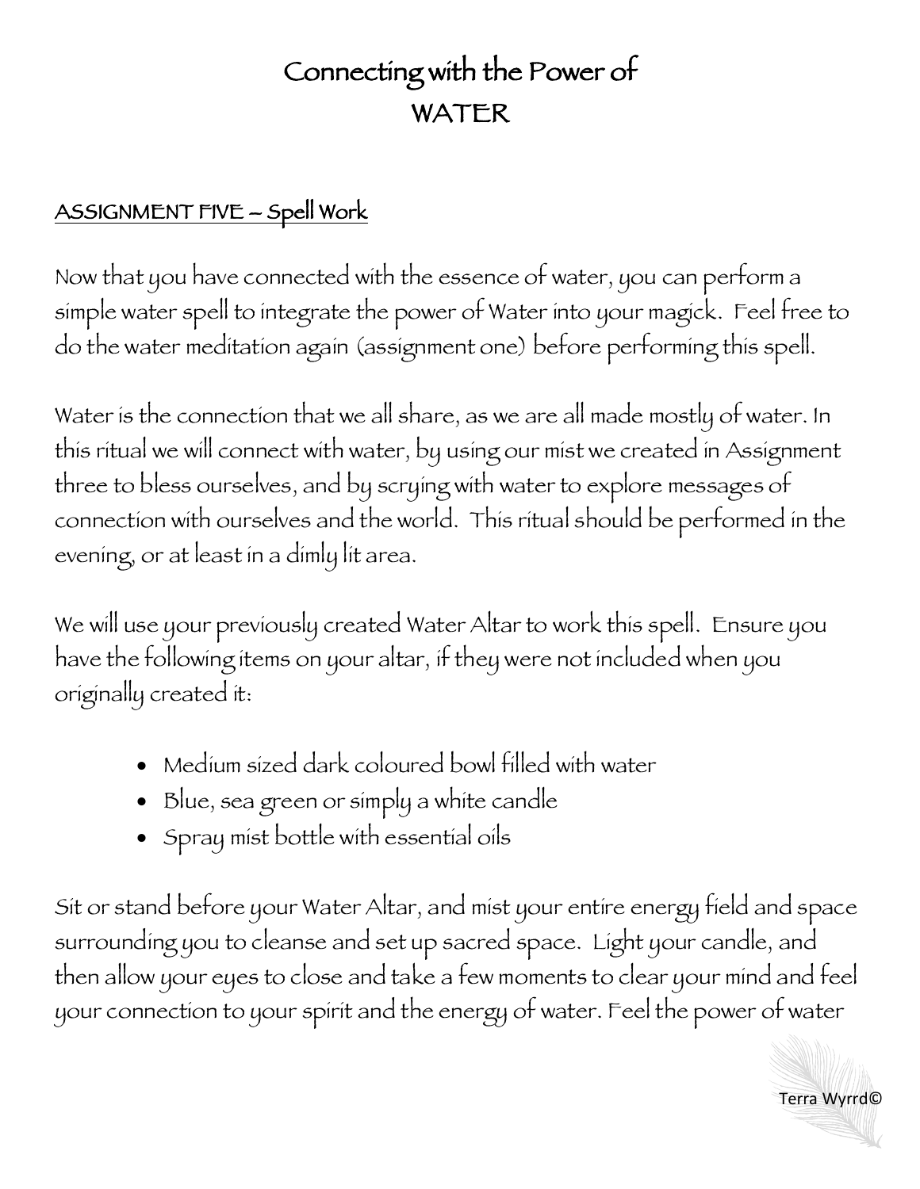# Connecting with the Power of WATER

## ASSIGNMENT FIVE – Spell Work

Now that you have connected with the essence of water, you can perform a simple water spell to integrate the power of Water into your magick. Feel free to do the water meditation again (assignment one) before performing this spell.

Water is the connection that we all share, as we are all made mostly of water. In this ritual we will connect with water, by using our mist we created in Assignment three to bless ourselves, and by scrying with water to explore messages of connection with ourselves and the world. This ritual should be performed in the evening, or at least in a dimly lit area.

We will use your previously created Water Altar to work this spell. Ensure you have the following items on your altar, if they were not included when you originally created it:

- Medium sized dark coloured bowl filled with water
- Blue, sea green or simply a white candle
- Spray mist bottle with essential oils

Sit or stand before your Water Altar, and mist your entire energy field and space surrounding you to cleanse and set up sacred space. Light your candle, and then allow your eyes to close and take a few moments to clear your mind and feel your connection to your spirit and the energy of water. Feel the power of water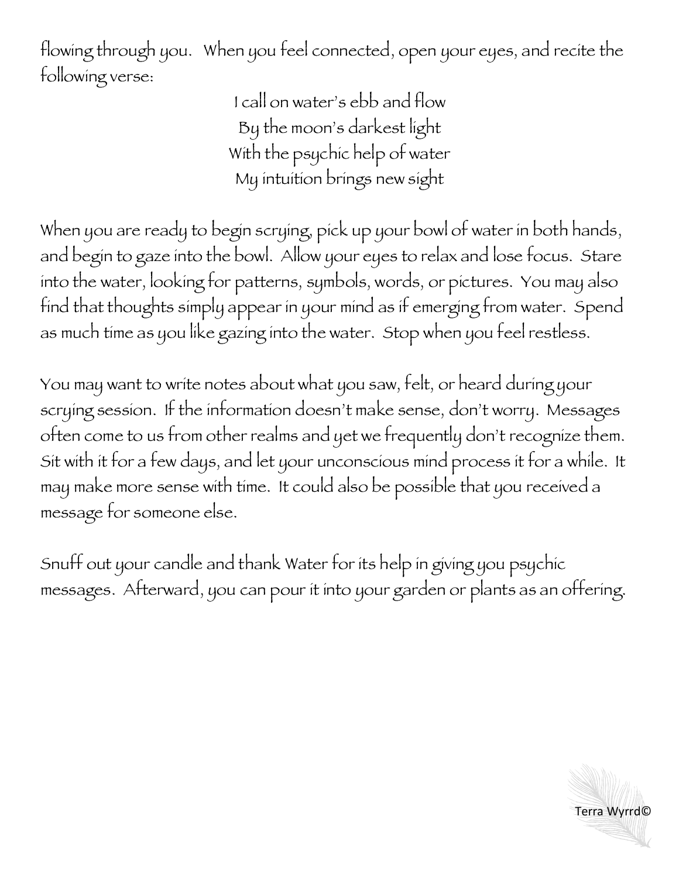flowing through you. When you feel connected, open your eyes, and recite the following verse:

I call on water's ebb and flow
By the moon's darkest light
With the psychic help of water
My intuition brings new sight

When you are ready to begin scrying, pick up your bowl of water in both hands, and begin to gaze into the bowl. Allow your eyes to relax and lose focus. Stare into the water, looking for patterns, symbols, words, or pictures. You may also find that thoughts simply appear in your mind as if emerging from water. Spend as much time as you like gazing into the water. Stop when you feel restless.

You may want to write notes about what you saw, felt, or heard during your scrying session. If the information doesn't make sense, don't worry. Messages often come to us from other realms and yet we frequently don't recognize them. Sit with it for a few days, and let your unconscious mind process it for a while. It may make more sense with time. It could also be possible that you received a message for someone else.

Snuff out your candle and thank Water for its help in giving you psychic messages. Afterward, you can pour it into your garden or plants as an offering.

Terra Wyrrd©